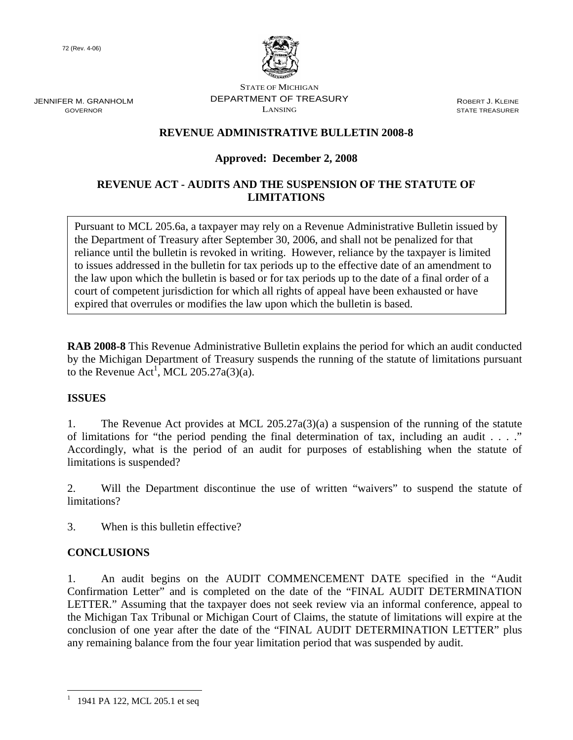72 (Rev. 4-06)

STATE OF MICHIGAN
DEPARTMENT OF TREASURY
LANSING

JENNIFER M. GRANHOLM
GOVERNOR

ROBERT J. KLEINE
STATE TREASURER

# REVENUE ADMINISTRATIVE BULLETIN 2008-8

## Approved: December 2, 2008

## REVENUE ACT - AUDITS AND THE SUSPENSION OF THE STATUTE OF LIMITATIONS

> Pursuant to MCL 205.6a, a taxpayer may rely on a Revenue Administrative Bulletin issued by the Department of Treasury after September 30, 2006, and shall not be penalized for that reliance until the bulletin is revoked in writing. However, reliance by the taxpayer is limited to issues addressed in the bulletin for tax periods up to the effective date of an amendment to the law upon which the bulletin is based or for tax periods up to the date of a final order of a court of competent jurisdiction for which all rights of appeal have been exhausted or have expired that overrules or modifies the law upon which the bulletin is based.

**RAB 2008-8** This Revenue Administrative Bulletin explains the period for which an audit conducted by the Michigan Department of Treasury suspends the running of the statute of limitations pursuant to the Revenue Act[1], MCL 205.27a(3)(a).

**ISSUES**

1. The Revenue Act provides at MCL 205.27a(3)(a) a suspension of the running of the statute of limitations for "the period pending the final determination of tax, including an audit . . . ." Accordingly, what is the period of an audit for purposes of establishing when the statute of limitations is suspended?

2. Will the Department discontinue the use of written "waivers" to suspend the statute of limitations?

3. When is this bulletin effective?

**CONCLUSIONS**

1. An audit begins on the AUDIT COMMENCEMENT DATE specified in the "Audit Confirmation Letter" and is completed on the date of the "FINAL AUDIT DETERMINATION LETTER." Assuming that the taxpayer does not seek review via an informal conference, appeal to the Michigan Tax Tribunal or Michigan Court of Claims, the statute of limitations will expire at the conclusion of one year after the date of the "FINAL AUDIT DETERMINATION LETTER" plus any remaining balance from the four year limitation period that was suspended by audit.

---

[1] 1941 PA 122, MCL 205.1 et seq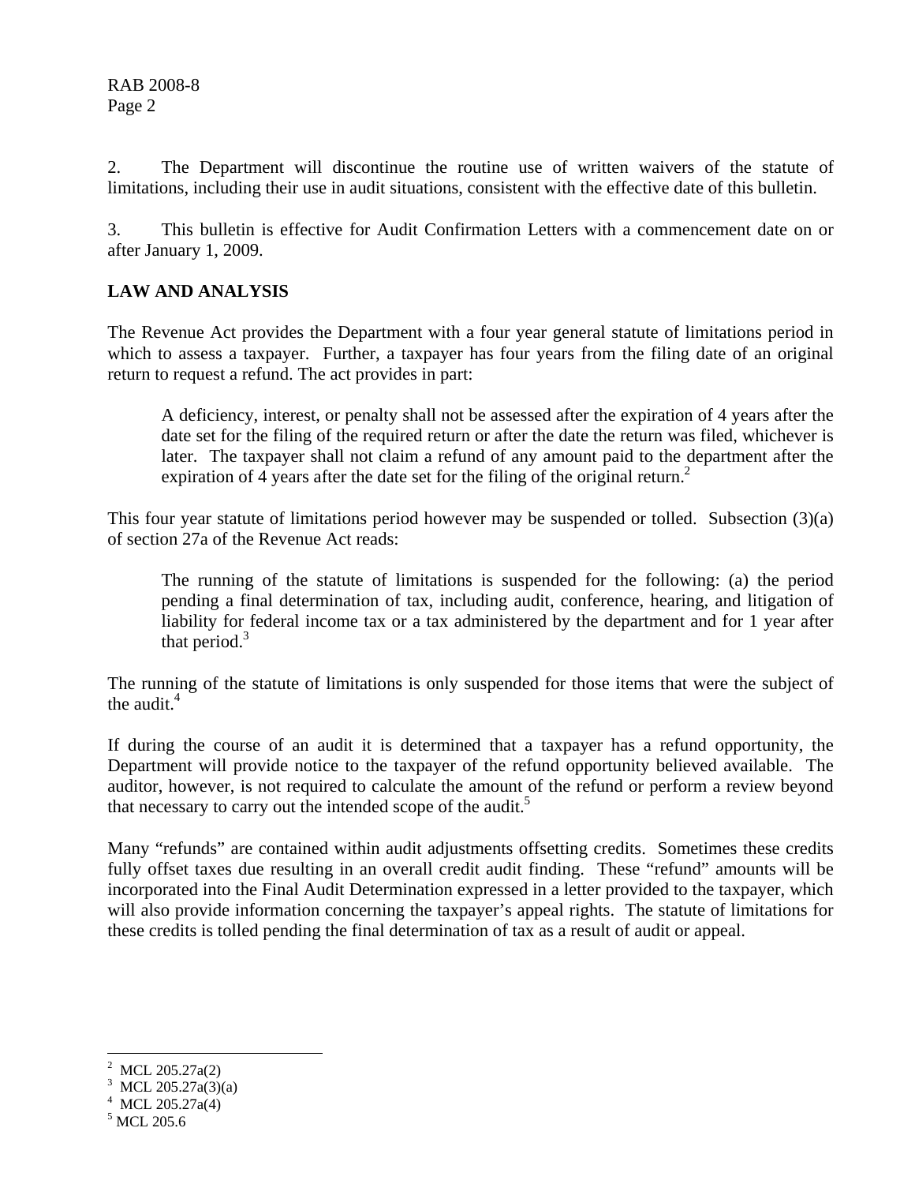2. The Department will discontinue the routine use of written waivers of the statute of limitations, including their use in audit situations, consistent with the effective date of this bulletin.

3. This bulletin is effective for Audit Confirmation Letters with a commencement date on or after January 1, 2009.

**LAW AND ANALYSIS**

The Revenue Act provides the Department with a four year general statute of limitations period in which to assess a taxpayer. Further, a taxpayer has four years from the filing date of an original return to request a refund. The act provides in part:

> A deficiency, interest, or penalty shall not be assessed after the expiration of 4 years after the date set for the filing of the required return or after the date the return was filed, whichever is later. The taxpayer shall not claim a refund of any amount paid to the department after the expiration of 4 years after the date set for the filing of the original return.[2]

This four year statute of limitations period however may be suspended or tolled. Subsection (3)(a) of section 27a of the Revenue Act reads:

> The running of the statute of limitations is suspended for the following: (a) the period pending a final determination of tax, including audit, conference, hearing, and litigation of liability for federal income tax or a tax administered by the department and for 1 year after that period.[3]

The running of the statute of limitations is only suspended for those items that were the subject of the audit.[4]

If during the course of an audit it is determined that a taxpayer has a refund opportunity, the Department will provide notice to the taxpayer of the refund opportunity believed available. The auditor, however, is not required to calculate the amount of the refund or perform a review beyond that necessary to carry out the intended scope of the audit.[5]

Many "refunds" are contained within audit adjustments offsetting credits. Sometimes these credits fully offset taxes due resulting in an overall credit audit finding. These "refund" amounts will be incorporated into the Final Audit Determination expressed in a letter provided to the taxpayer, which will also provide information concerning the taxpayer's appeal rights. The statute of limitations for these credits is tolled pending the final determination of tax as a result of audit or appeal.

---

[2] MCL 205.27a(2)
[3] MCL 205.27a(3)(a)
[4] MCL 205.27a(4)
[5] MCL 205.6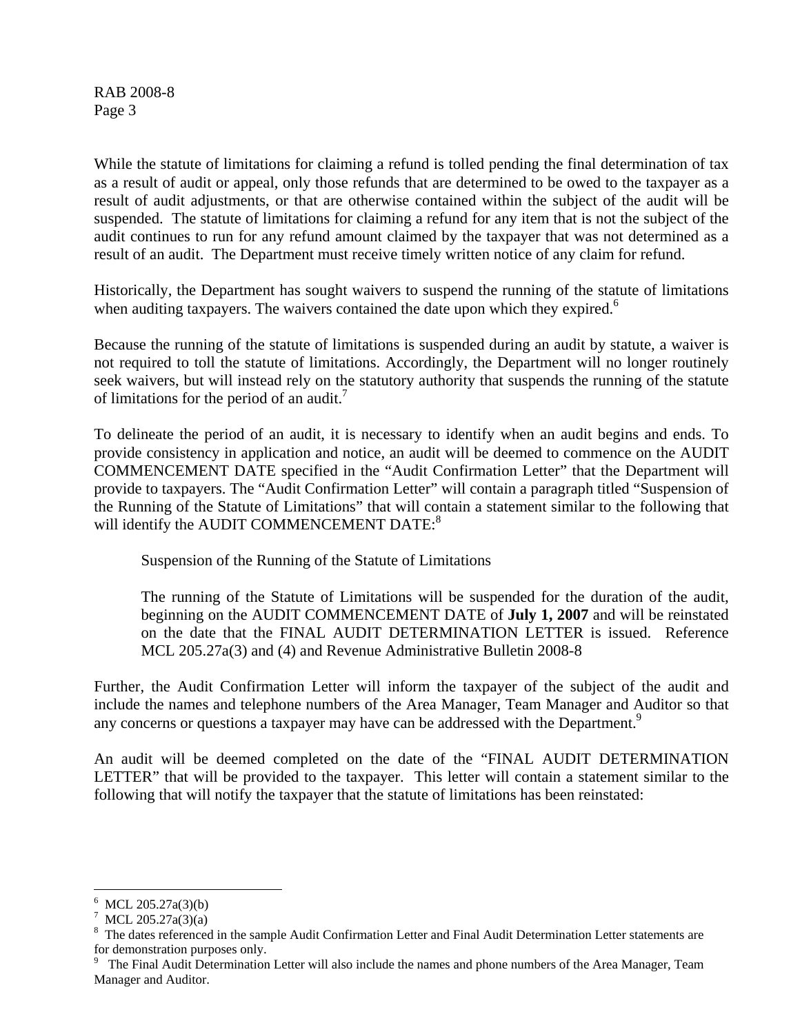While the statute of limitations for claiming a refund is tolled pending the final determination of tax as a result of audit or appeal, only those refunds that are determined to be owed to the taxpayer as a result of audit adjustments, or that are otherwise contained within the subject of the audit will be suspended. The statute of limitations for claiming a refund for any item that is not the subject of the audit continues to run for any refund amount claimed by the taxpayer that was not determined as a result of an audit. The Department must receive timely written notice of any claim for refund.

Historically, the Department has sought waivers to suspend the running of the statute of limitations when auditing taxpayers. The waivers contained the date upon which they expired.[6]

Because the running of the statute of limitations is suspended during an audit by statute, a waiver is not required to toll the statute of limitations. Accordingly, the Department will no longer routinely seek waivers, but will instead rely on the statutory authority that suspends the running of the statute of limitations for the period of an audit.[7]

To delineate the period of an audit, it is necessary to identify when an audit begins and ends. To provide consistency in application and notice, an audit will be deemed to commence on the AUDIT COMMENCEMENT DATE specified in the "Audit Confirmation Letter" that the Department will provide to taxpayers. The "Audit Confirmation Letter" will contain a paragraph titled "Suspension of the Running of the Statute of Limitations" that will contain a statement similar to the following that will identify the AUDIT COMMENCEMENT DATE:[8]

> Suspension of the Running of the Statute of Limitations
>
> The running of the Statute of Limitations will be suspended for the duration of the audit, beginning on the AUDIT COMMENCEMENT DATE of **July 1, 2007** and will be reinstated on the date that the FINAL AUDIT DETERMINATION LETTER is issued. Reference MCL 205.27a(3) and (4) and Revenue Administrative Bulletin 2008-8

Further, the Audit Confirmation Letter will inform the taxpayer of the subject of the audit and include the names and telephone numbers of the Area Manager, Team Manager and Auditor so that any concerns or questions a taxpayer may have can be addressed with the Department.[9]

An audit will be deemed completed on the date of the "FINAL AUDIT DETERMINATION LETTER" that will be provided to the taxpayer. This letter will contain a statement similar to the following that will notify the taxpayer that the statute of limitations has been reinstated:

---

[6] MCL 205.27a(3)(b)

[7] MCL 205.27a(3)(a)

[8] The dates referenced in the sample Audit Confirmation Letter and Final Audit Determination Letter statements are for demonstration purposes only.

[9] The Final Audit Determination Letter will also include the names and phone numbers of the Area Manager, Team Manager and Auditor.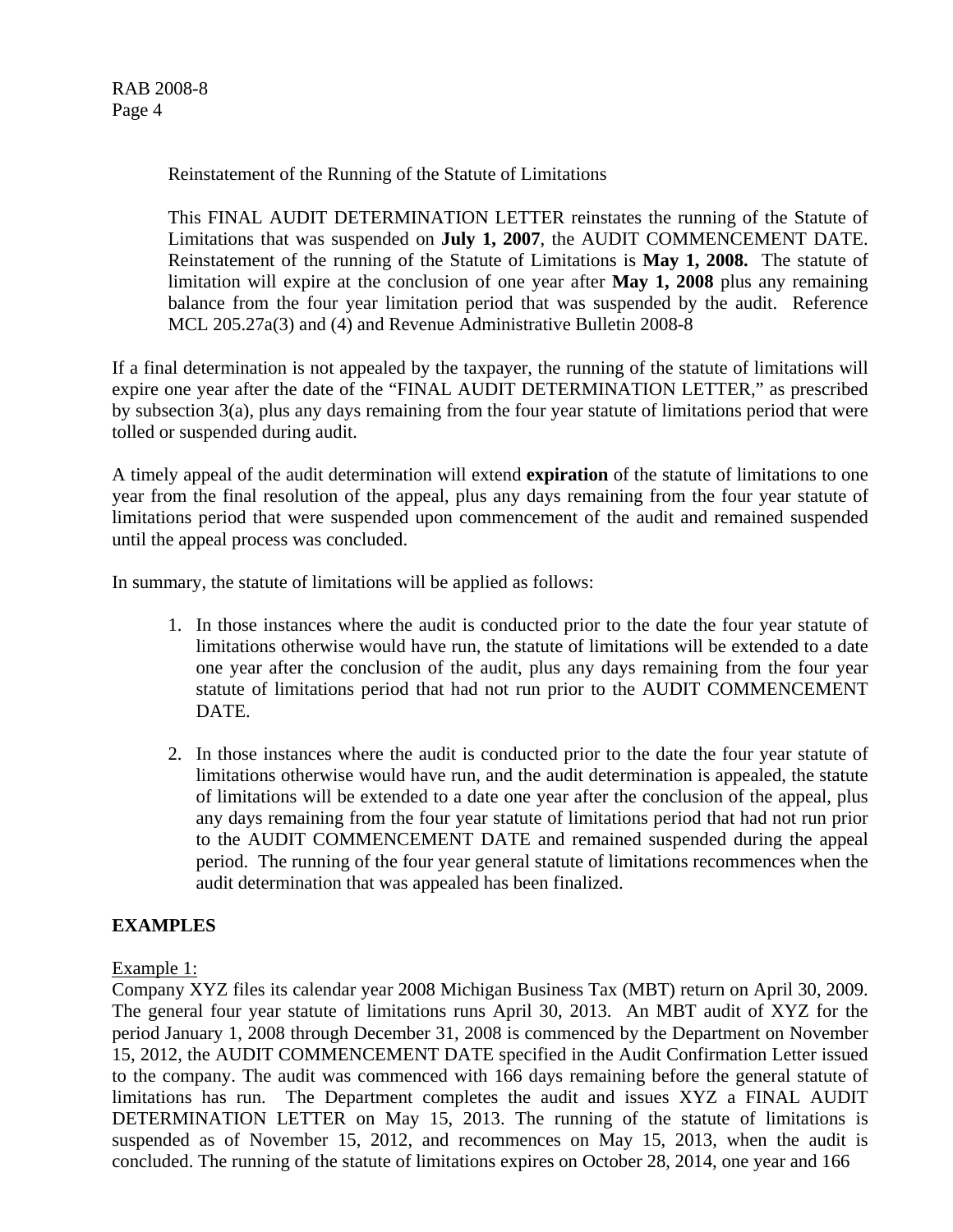Reinstatement of the Running of the Statute of Limitations

> This FINAL AUDIT DETERMINATION LETTER reinstates the running of the Statute of Limitations that was suspended on **July 1, 2007**, the AUDIT COMMENCEMENT DATE. Reinstatement of the running of the Statute of Limitations is **May 1, 2008.** The statute of limitation will expire at the conclusion of one year after **May 1, 2008** plus any remaining balance from the four year limitation period that was suspended by the audit. Reference MCL 205.27a(3) and (4) and Revenue Administrative Bulletin 2008-8

If a final determination is not appealed by the taxpayer, the running of the statute of limitations will expire one year after the date of the "FINAL AUDIT DETERMINATION LETTER," as prescribed by subsection 3(a), plus any days remaining from the four year statute of limitations period that were tolled or suspended during audit.

A timely appeal of the audit determination will extend **expiration** of the statute of limitations to one year from the final resolution of the appeal, plus any days remaining from the four year statute of limitations period that were suspended upon commencement of the audit and remained suspended until the appeal process was concluded.

In summary, the statute of limitations will be applied as follows:

1. In those instances where the audit is conducted prior to the date the four year statute of limitations otherwise would have run, the statute of limitations will be extended to a date one year after the conclusion of the audit, plus any days remaining from the four year statute of limitations period that had not run prior to the AUDIT COMMENCEMENT DATE.

2. In those instances where the audit is conducted prior to the date the four year statute of limitations otherwise would have run, and the audit determination is appealed, the statute of limitations will be extended to a date one year after the conclusion of the appeal, plus any days remaining from the four year statute of limitations period that had not run prior to the AUDIT COMMENCEMENT DATE and remained suspended during the appeal period. The running of the four year general statute of limitations recommences when the audit determination that was appealed has been finalized.

## EXAMPLES

Example 1:

Company XYZ files its calendar year 2008 Michigan Business Tax (MBT) return on April 30, 2009. The general four year statute of limitations runs April 30, 2013. An MBT audit of XYZ for the period January 1, 2008 through December 31, 2008 is commenced by the Department on November 15, 2012, the AUDIT COMMENCEMENT DATE specified in the Audit Confirmation Letter issued to the company. The audit was commenced with 166 days remaining before the general statute of limitations has run. The Department completes the audit and issues XYZ a FINAL AUDIT DETERMINATION LETTER on May 15, 2013. The running of the statute of limitations is suspended as of November 15, 2012, and recommences on May 15, 2013, when the audit is concluded. The running of the statute of limitations expires on October 28, 2014, one year and 166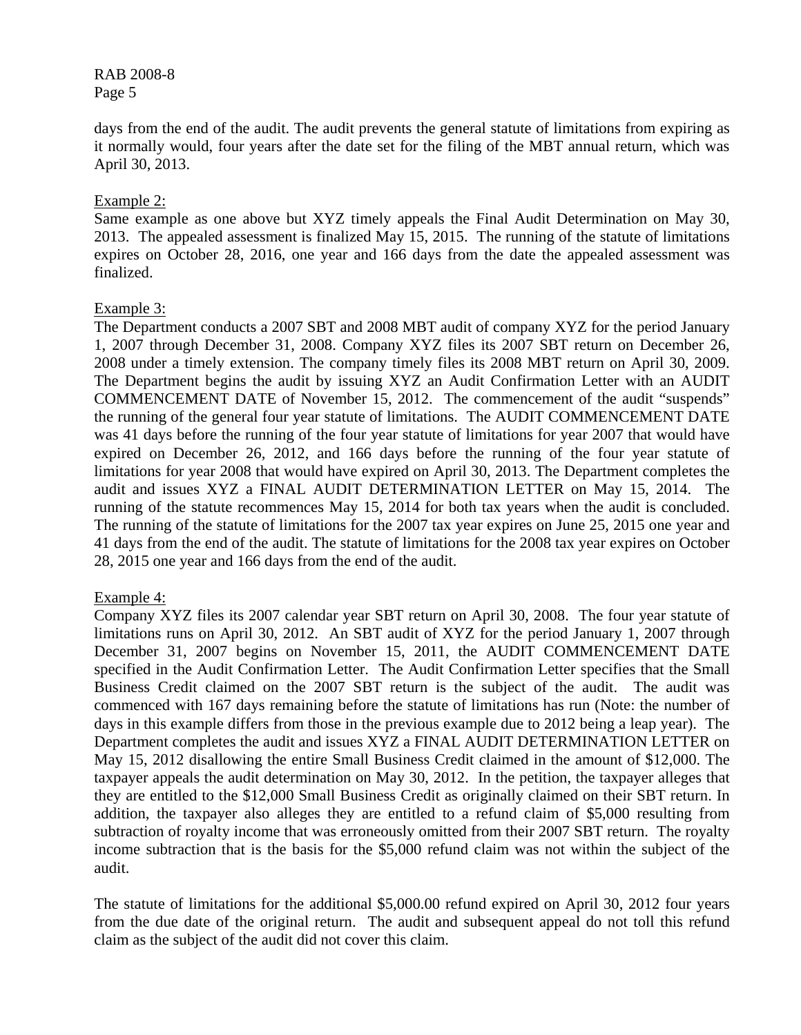days from the end of the audit. The audit prevents the general statute of limitations from expiring as it normally would, four years after the date set for the filing of the MBT annual return, which was April 30, 2013.

Example 2:

Same example as one above but XYZ timely appeals the Final Audit Determination on May 30, 2013. The appealed assessment is finalized May 15, 2015. The running of the statute of limitations expires on October 28, 2016, one year and 166 days from the date the appealed assessment was finalized.

Example 3:

The Department conducts a 2007 SBT and 2008 MBT audit of company XYZ for the period January 1, 2007 through December 31, 2008. Company XYZ files its 2007 SBT return on December 26, 2008 under a timely extension. The company timely files its 2008 MBT return on April 30, 2009. The Department begins the audit by issuing XYZ an Audit Confirmation Letter with an AUDIT COMMENCEMENT DATE of November 15, 2012. The commencement of the audit "suspends" the running of the general four year statute of limitations. The AUDIT COMMENCEMENT DATE was 41 days before the running of the four year statute of limitations for year 2007 that would have expired on December 26, 2012, and 166 days before the running of the four year statute of limitations for year 2008 that would have expired on April 30, 2013. The Department completes the audit and issues XYZ a FINAL AUDIT DETERMINATION LETTER on May 15, 2014. The running of the statute recommences May 15, 2014 for both tax years when the audit is concluded. The running of the statute of limitations for the 2007 tax year expires on June 25, 2015 one year and 41 days from the end of the audit. The statute of limitations for the 2008 tax year expires on October 28, 2015 one year and 166 days from the end of the audit.

Example 4:

Company XYZ files its 2007 calendar year SBT return on April 30, 2008. The four year statute of limitations runs on April 30, 2012. An SBT audit of XYZ for the period January 1, 2007 through December 31, 2007 begins on November 15, 2011, the AUDIT COMMENCEMENT DATE specified in the Audit Confirmation Letter. The Audit Confirmation Letter specifies that the Small Business Credit claimed on the 2007 SBT return is the subject of the audit. The audit was commenced with 167 days remaining before the statute of limitations has run (Note: the number of days in this example differs from those in the previous example due to 2012 being a leap year). The Department completes the audit and issues XYZ a FINAL AUDIT DETERMINATION LETTER on May 15, 2012 disallowing the entire Small Business Credit claimed in the amount of $12,000. The taxpayer appeals the audit determination on May 30, 2012. In the petition, the taxpayer alleges that they are entitled to the $12,000 Small Business Credit as originally claimed on their SBT return. In addition, the taxpayer also alleges they are entitled to a refund claim of $5,000 resulting from subtraction of royalty income that was erroneously omitted from their 2007 SBT return. The royalty income subtraction that is the basis for the $5,000 refund claim was not within the subject of the audit.

The statute of limitations for the additional $5,000.00 refund expired on April 30, 2012 four years from the due date of the original return. The audit and subsequent appeal do not toll this refund claim as the subject of the audit did not cover this claim.